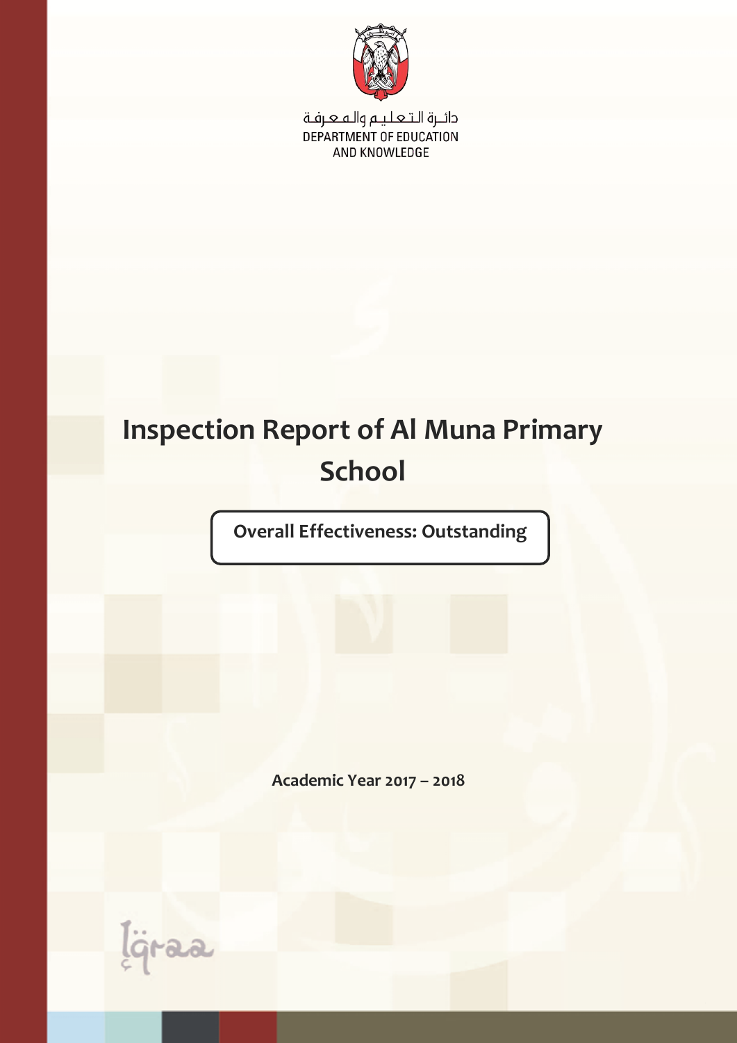دائـرة الـتـعـلـيـم والـمـعـرفـة
DEPARTMENT OF EDUCATION
AND KNOWLEDGE

# Inspection Report of Al Muna Primary School

**Overall Effectiveness: Outstanding**

**Academic Year 2017 – 2018**

Iqraa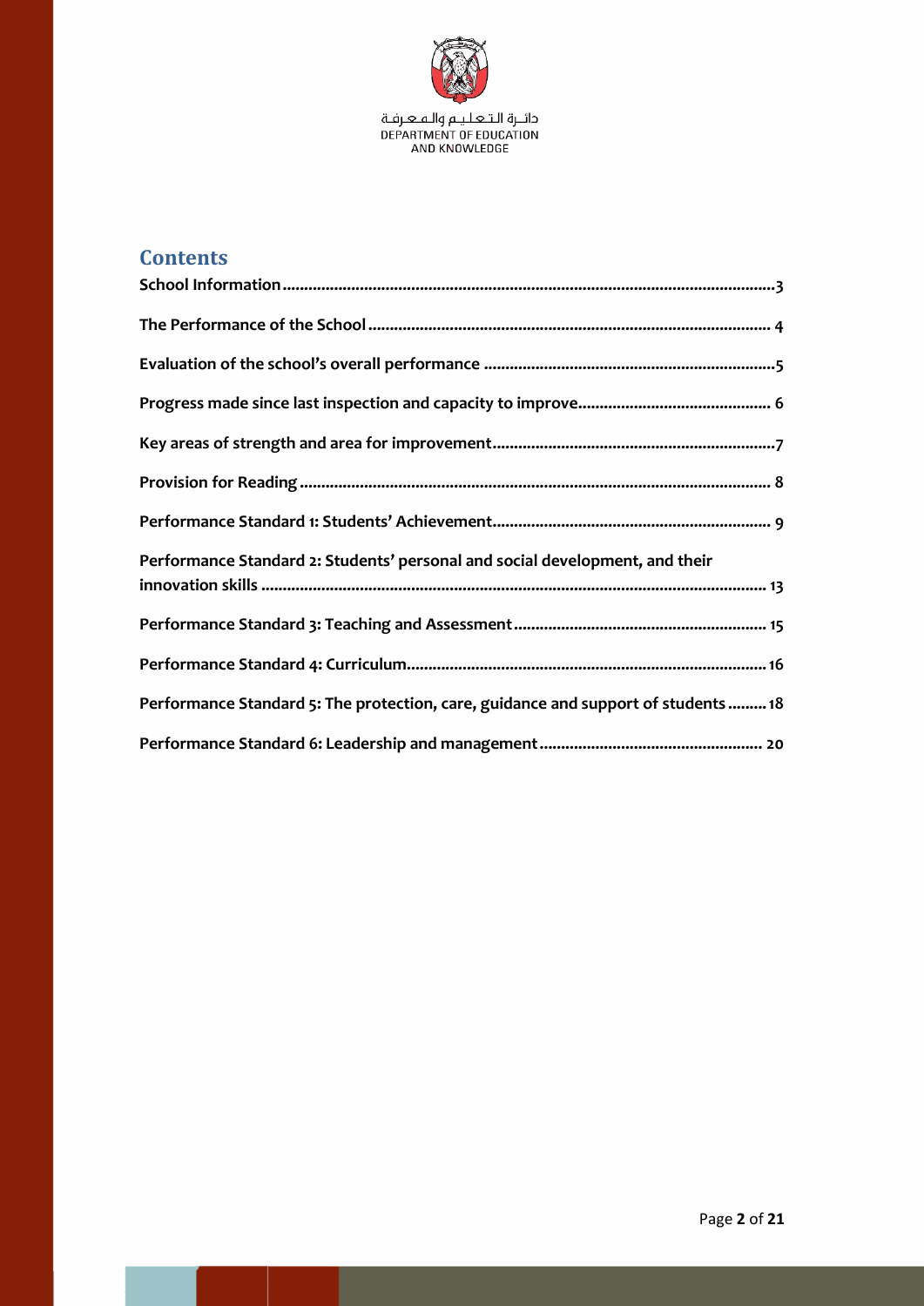دائـرة الـتـعـلـيـم والـمـعـرفـة
DEPARTMENT OF EDUCATION AND KNOWLEDGE

## Contents

**School Information** ..... 3

**The Performance of the School** ..... 4

**Evaluation of the school's overall performance** ..... 5

**Progress made since last inspection and capacity to improve** ..... 6

**Key areas of strength and area for improvement** ..... 7

**Provision for Reading** ..... 8

**Performance Standard 1: Students' Achievement** ..... 9

**Performance Standard 2: Students' personal and social development, and their innovation skills** ..... 13

**Performance Standard 3: Teaching and Assessment** ..... 15

**Performance Standard 4: Curriculum** ..... 16

**Performance Standard 5: The protection, care, guidance and support of students** ..... 18

**Performance Standard 6: Leadership and management** ..... 20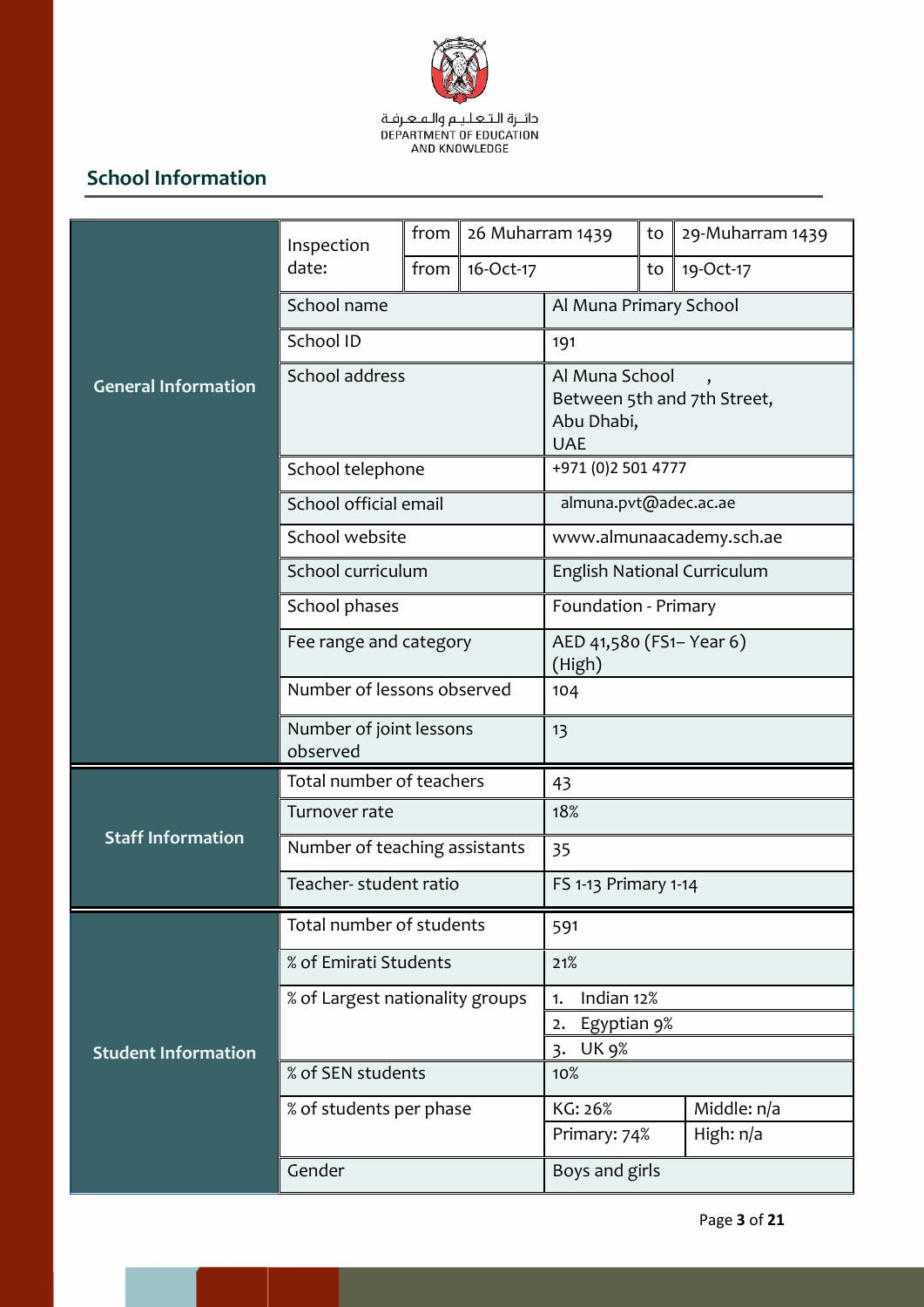دائـرة الـتـعـلـيـم والـمـعـرفـة
DEPARTMENT OF EDUCATION AND KNOWLEDGE

## School Information

| Category | Field | Value | | | |
|---|---|---|---|---|---|
| **General Information** | Inspection date: | from 26 Muharram 1439 | to 29-Muharram 1439 | | |
| | | from 16-Oct-17 | to 19-Oct-17 | | |
| | School name | Al Muna Primary School | | | |
| | School ID | 191 | | | |
| | School address | Al Muna School , Between 5th and 7th Street, Abu Dhabi, UAE | | | |
| | School telephone | +971 (0)2 501 4777 | | | |
| | School official email | almuna.pvt@adec.ac.ae | | | |
| | School website | www.almunaacademy.sch.ae | | | |
| | School curriculum | English National Curriculum | | | |
| | School phases | Foundation - Primary | | | |
| | Fee range and category | AED 41,580 (FS1– Year 6) (High) | | | |
| | Number of lessons observed | 104 | | | |
| | Number of joint lessons observed | 13 | | | |
| **Staff Information** | Total number of teachers | 43 | | | |
| | Turnover rate | 18% | | | |
| | Number of teaching assistants | 35 | | | |
| | Teacher- student ratio | FS 1-13 Primary 1-14 | | | |
| **Student Information** | Total number of students | 591 | | | |
| | % of Emirati Students | 21% | | | |
| | % of Largest nationality groups | 1. Indian 12% | | | |
| | | 2. Egyptian 9% | | | |
| | | 3. UK 9% | | | |
| | % of SEN students | 10% | | | |
| | % of students per phase | KG: 26% | Middle: n/a | | |
| | | Primary: 74% | High: n/a | | |
| | Gender | Boys and girls | | | |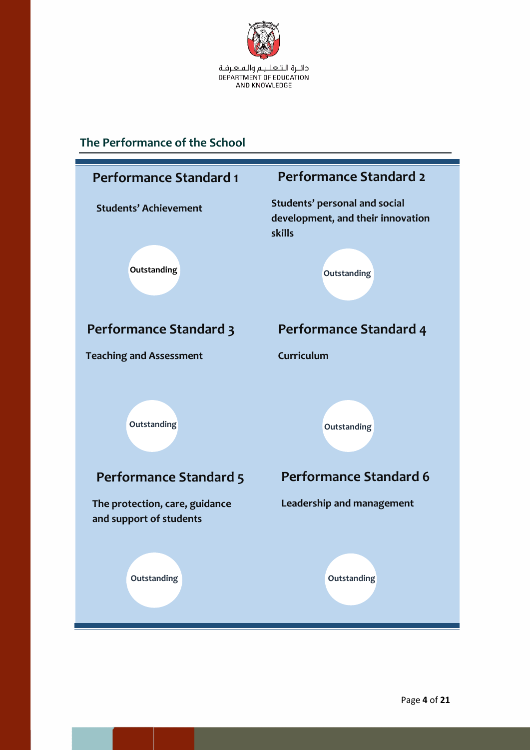دائـرة الـتـعـلـيـم والـمـعـرفـة
DEPARTMENT OF EDUCATION
AND KNOWLEDGE

## The Performance of the School

### Performance Standard 1

**Students' Achievement**

**Outstanding**

### Performance Standard 2

**Students' personal and social development, and their innovation skills**

**Outstanding**

### Performance Standard 3

**Teaching and Assessment**

**Outstanding**

### Performance Standard 4

**Curriculum**

**Outstanding**

### Performance Standard 5

**The protection, care, guidance and support of students**

**Outstanding**

### Performance Standard 6

**Leadership and management**

**Outstanding**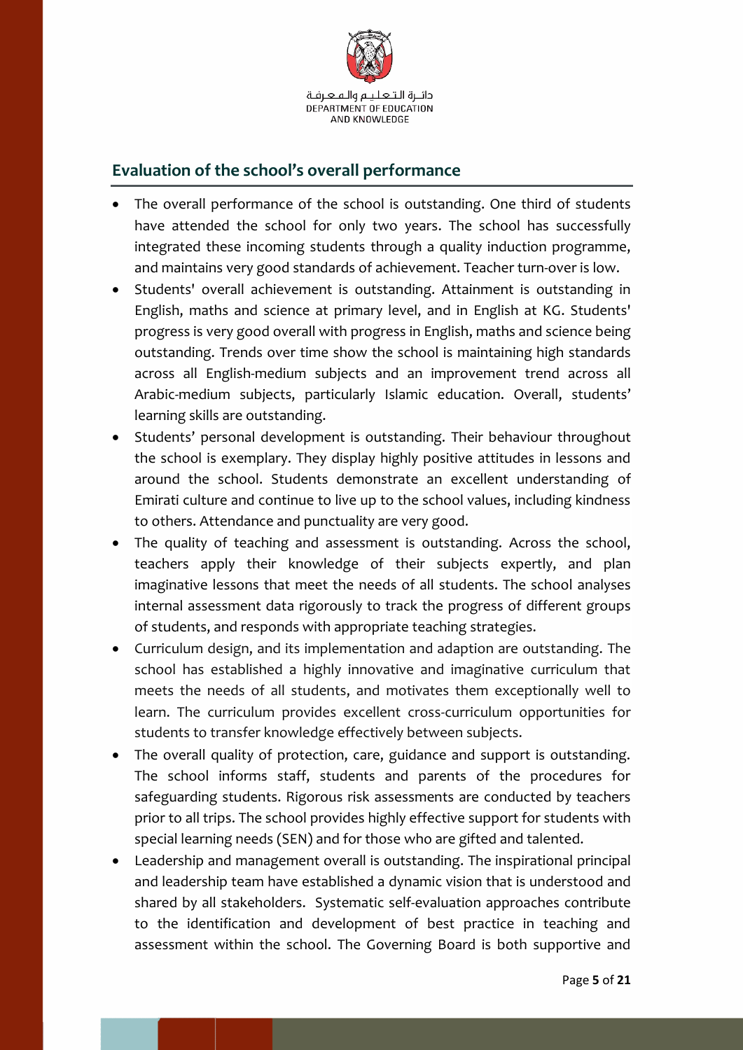## Evaluation of the school's overall performance

- The overall performance of the school is outstanding. One third of students have attended the school for only two years. The school has successfully integrated these incoming students through a quality induction programme, and maintains very good standards of achievement. Teacher turn-over is low.
- Students' overall achievement is outstanding. Attainment is outstanding in English, maths and science at primary level, and in English at KG. Students' progress is very good overall with progress in English, maths and science being outstanding. Trends over time show the school is maintaining high standards across all English-medium subjects and an improvement trend across all Arabic-medium subjects, particularly Islamic education. Overall, students' learning skills are outstanding.
- Students' personal development is outstanding. Their behaviour throughout the school is exemplary. They display highly positive attitudes in lessons and around the school. Students demonstrate an excellent understanding of Emirati culture and continue to live up to the school values, including kindness to others. Attendance and punctuality are very good.
- The quality of teaching and assessment is outstanding. Across the school, teachers apply their knowledge of their subjects expertly, and plan imaginative lessons that meet the needs of all students. The school analyses internal assessment data rigorously to track the progress of different groups of students, and responds with appropriate teaching strategies.
- Curriculum design, and its implementation and adaption are outstanding. The school has established a highly innovative and imaginative curriculum that meets the needs of all students, and motivates them exceptionally well to learn. The curriculum provides excellent cross-curriculum opportunities for students to transfer knowledge effectively between subjects.
- The overall quality of protection, care, guidance and support is outstanding. The school informs staff, students and parents of the procedures for safeguarding students. Rigorous risk assessments are conducted by teachers prior to all trips. The school provides highly effective support for students with special learning needs (SEN) and for those who are gifted and talented.
- Leadership and management overall is outstanding. The inspirational principal and leadership team have established a dynamic vision that is understood and shared by all stakeholders. Systematic self-evaluation approaches contribute to the identification and development of best practice in teaching and assessment within the school. The Governing Board is both supportive and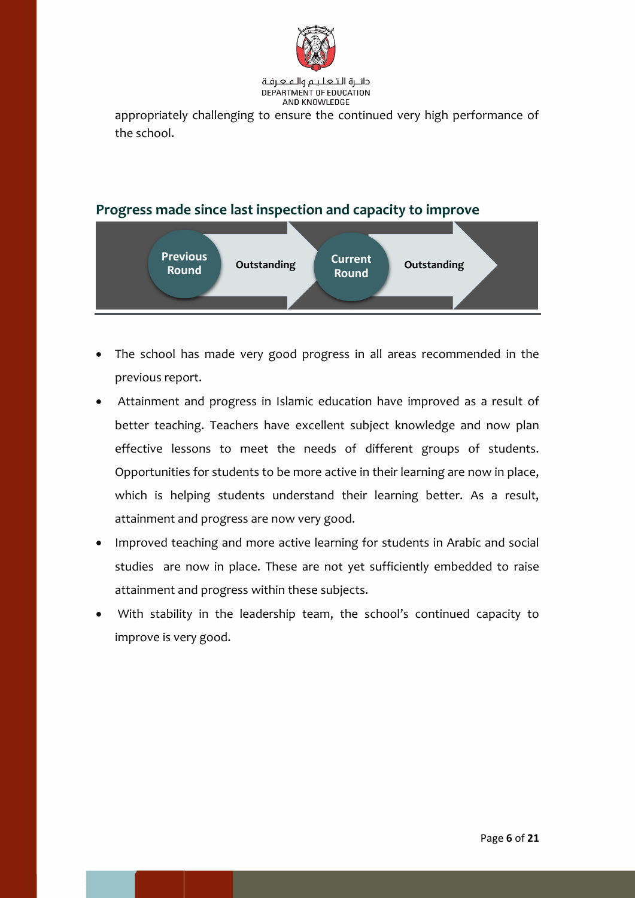appropriately challenging to ensure the continued very high performance of the school.

## Progress made since last inspection and capacity to improve

| Previous Round | Outstanding | Current Round | Outstanding |
|---|---|---|---|

- The school has made very good progress in all areas recommended in the previous report.
- Attainment and progress in Islamic education have improved as a result of better teaching. Teachers have excellent subject knowledge and now plan effective lessons to meet the needs of different groups of students. Opportunities for students to be more active in their learning are now in place, which is helping students understand their learning better. As a result, attainment and progress are now very good.
- Improved teaching and more active learning for students in Arabic and social studies are now in place. These are not yet sufficiently embedded to raise attainment and progress within these subjects.
- With stability in the leadership team, the school's continued capacity to improve is very good.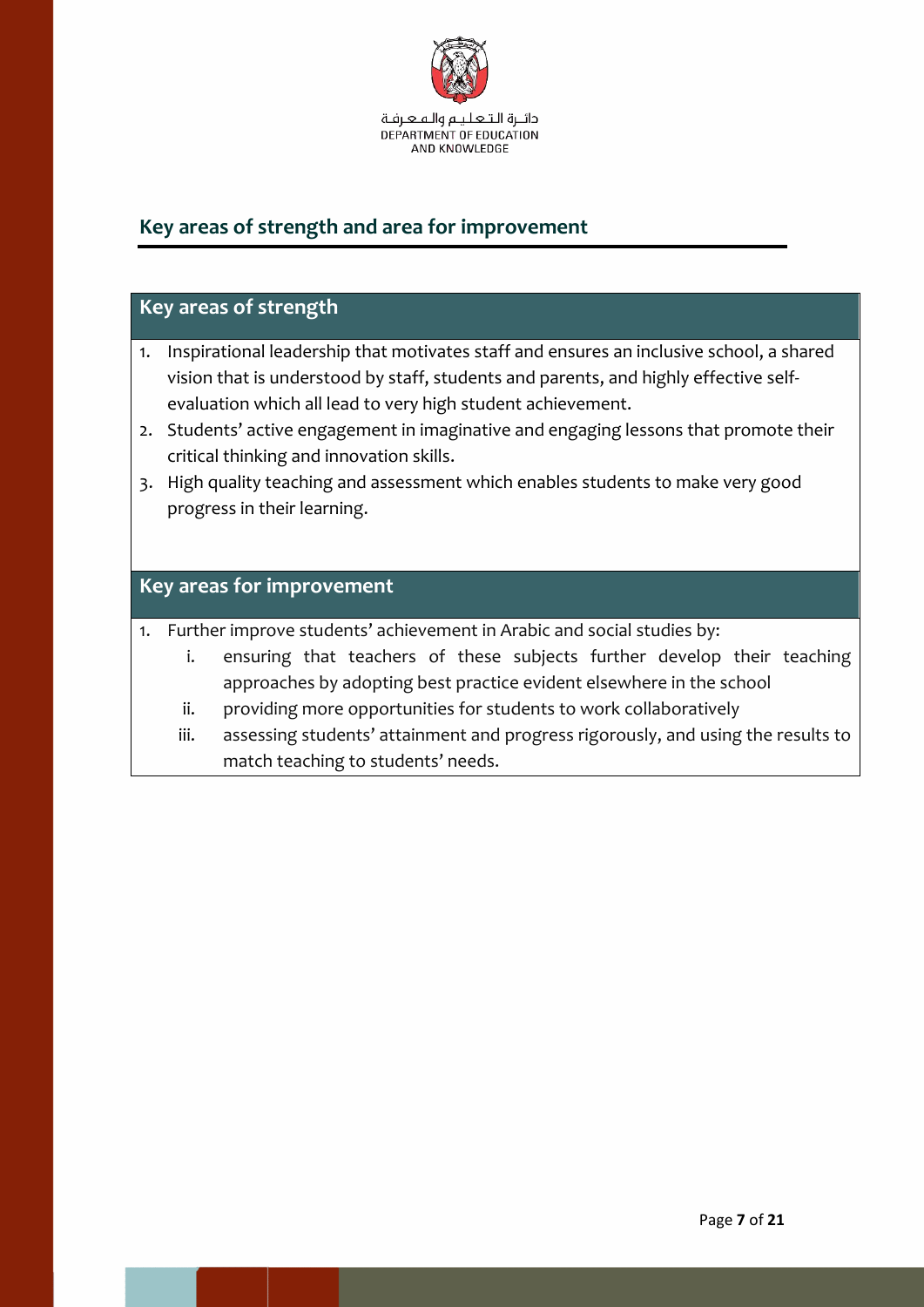## Key areas of strength and area for improvement

### Key areas of strength

1. Inspirational leadership that motivates staff and ensures an inclusive school, a shared vision that is understood by staff, students and parents, and highly effective self-evaluation which all lead to very high student achievement.
2. Students' active engagement in imaginative and engaging lessons that promote their critical thinking and innovation skills.
3. High quality teaching and assessment which enables students to make very good progress in their learning.

### Key areas for improvement

1. Further improve students' achievement in Arabic and social studies by:
   i. ensuring that teachers of these subjects further develop their teaching approaches by adopting best practice evident elsewhere in the school
   ii. providing more opportunities for students to work collaboratively
   iii. assessing students' attainment and progress rigorously, and using the results to match teaching to students' needs.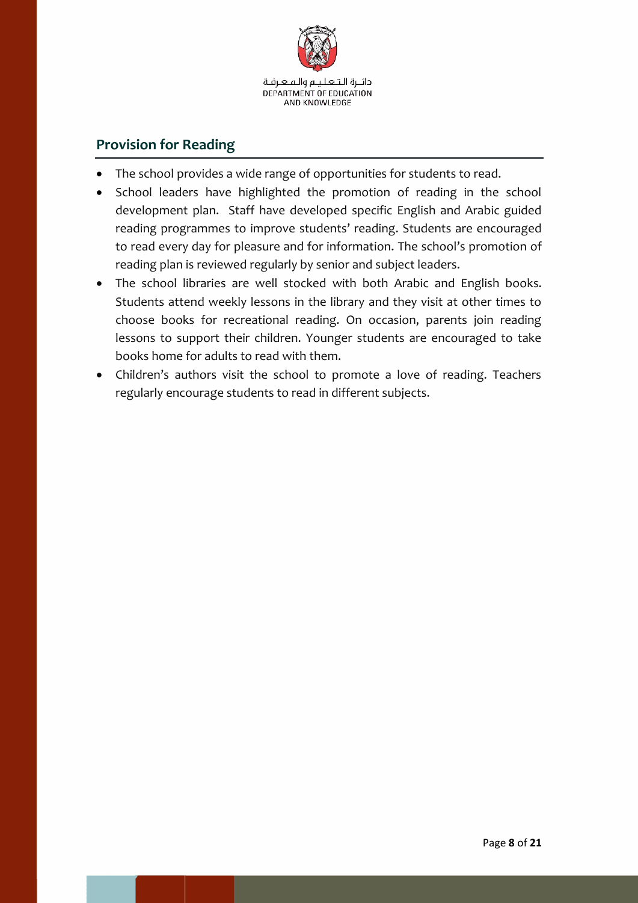## Provision for Reading

- The school provides a wide range of opportunities for students to read.
- School leaders have highlighted the promotion of reading in the school development plan. Staff have developed specific English and Arabic guided reading programmes to improve students' reading. Students are encouraged to read every day for pleasure and for information. The school's promotion of reading plan is reviewed regularly by senior and subject leaders.
- The school libraries are well stocked with both Arabic and English books. Students attend weekly lessons in the library and they visit at other times to choose books for recreational reading. On occasion, parents join reading lessons to support their children. Younger students are encouraged to take books home for adults to read with them.
- Children's authors visit the school to promote a love of reading. Teachers regularly encourage students to read in different subjects.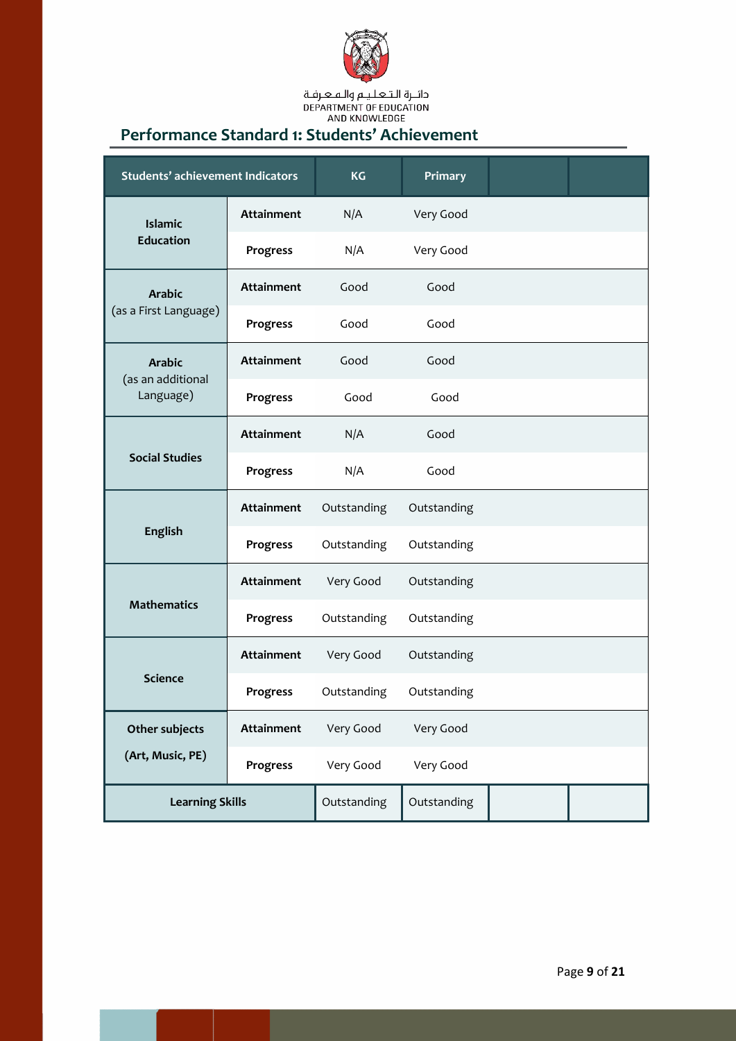## Performance Standard 1: Students' Achievement

| Students' achievement Indicators | | KG | Primary | | |
|---|---|---|---|---|---|
| Islamic Education | Attainment | N/A | Very Good | | |
| | Progress | N/A | Very Good | | |
| Arabic (as a First Language) | Attainment | Good | Good | | |
| | Progress | Good | Good | | |
| Arabic (as an additional Language) | Attainment | Good | Good | | |
| | Progress | Good | Good | | |
| Social Studies | Attainment | N/A | Good | | |
| | Progress | N/A | Good | | |
| English | Attainment | Outstanding | Outstanding | | |
| | Progress | Outstanding | Outstanding | | |
| Mathematics | Attainment | Very Good | Outstanding | | |
| | Progress | Outstanding | Outstanding | | |
| Science | Attainment | Very Good | Outstanding | | |
| | Progress | Outstanding | Outstanding | | |
| Other subjects (Art, Music, PE) | Attainment | Very Good | Very Good | | |
| | Progress | Very Good | Very Good | | |
| Learning Skills | | Outstanding | Outstanding | | |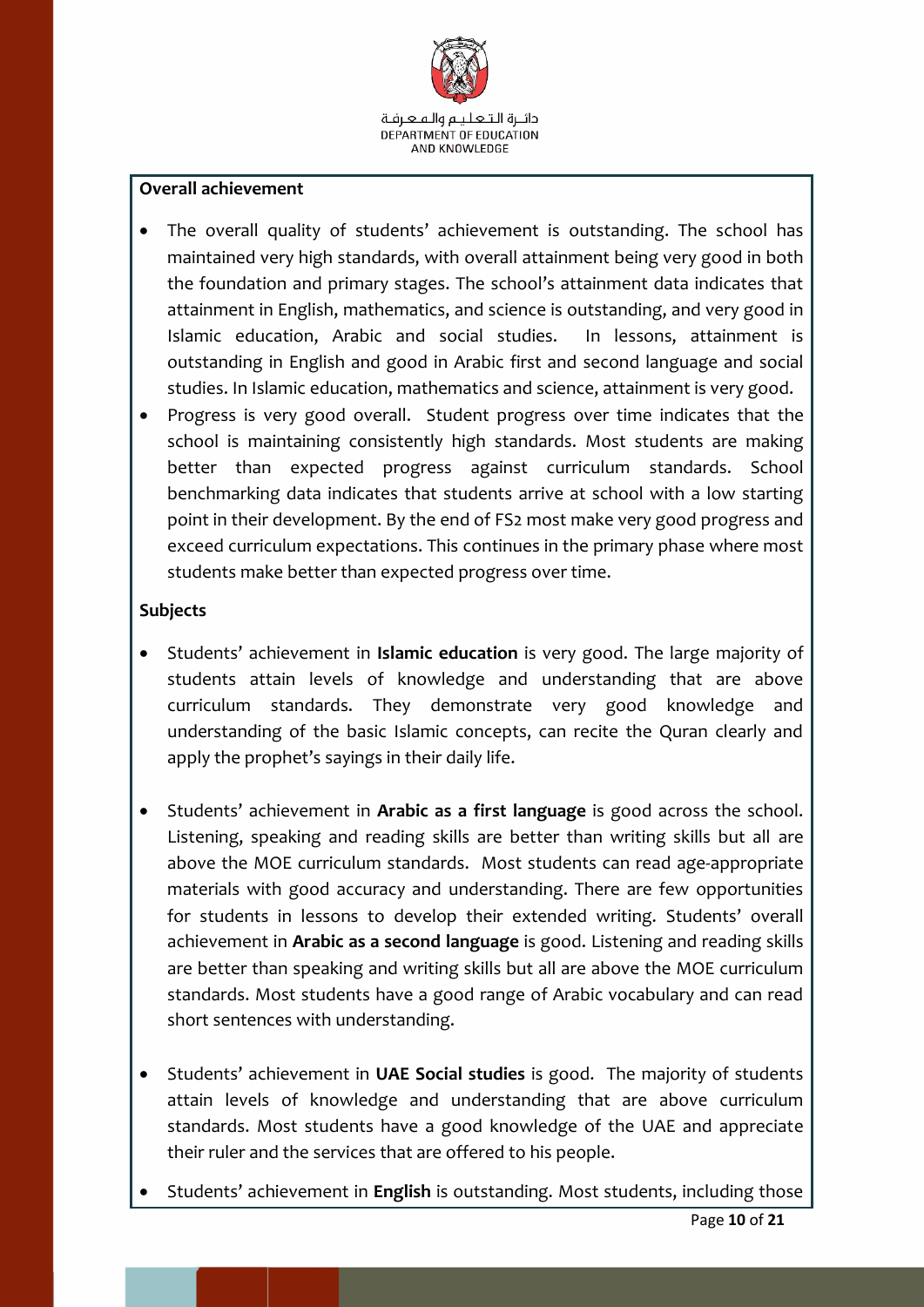**Overall achievement**

- The overall quality of students' achievement is outstanding. The school has maintained very high standards, with overall attainment being very good in both the foundation and primary stages. The school's attainment data indicates that attainment in English, mathematics, and science is outstanding, and very good in Islamic education, Arabic and social studies. In lessons, attainment is outstanding in English and good in Arabic first and second language and social studies. In Islamic education, mathematics and science, attainment is very good.
- Progress is very good overall. Student progress over time indicates that the school is maintaining consistently high standards. Most students are making better than expected progress against curriculum standards. School benchmarking data indicates that students arrive at school with a low starting point in their development. By the end of FS2 most make very good progress and exceed curriculum expectations. This continues in the primary phase where most students make better than expected progress over time.

**Subjects**

- Students' achievement in **Islamic education** is very good. The large majority of students attain levels of knowledge and understanding that are above curriculum standards. They demonstrate very good knowledge and understanding of the basic Islamic concepts, can recite the Quran clearly and apply the prophet's sayings in their daily life.

- Students' achievement in **Arabic as a first language** is good across the school. Listening, speaking and reading skills are better than writing skills but all are above the MOE curriculum standards. Most students can read age-appropriate materials with good accuracy and understanding. There are few opportunities for students in lessons to develop their extended writing. Students' overall achievement in **Arabic as a second language** is good. Listening and reading skills are better than speaking and writing skills but all are above the MOE curriculum standards. Most students have a good range of Arabic vocabulary and can read short sentences with understanding.

- Students' achievement in **UAE Social studies** is good. The majority of students attain levels of knowledge and understanding that are above curriculum standards. Most students have a good knowledge of the UAE and appreciate their ruler and the services that are offered to his people.

- Students' achievement in **English** is outstanding. Most students, including those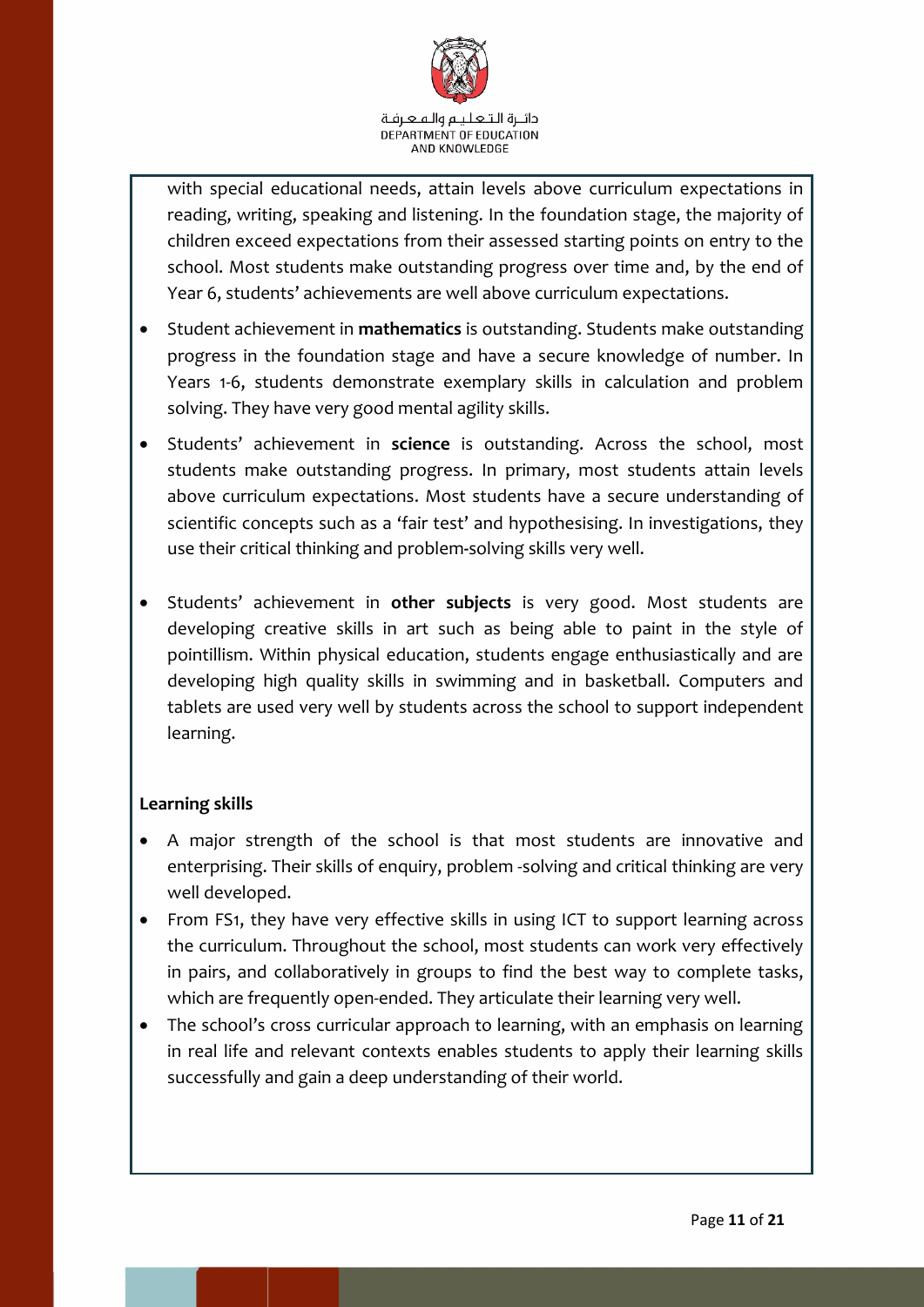with special educational needs, attain levels above curriculum expectations in reading, writing, speaking and listening. In the foundation stage, the majority of children exceed expectations from their assessed starting points on entry to the school. Most students make outstanding progress over time and, by the end of Year 6, students' achievements are well above curriculum expectations.

- Student achievement in **mathematics** is outstanding. Students make outstanding progress in the foundation stage and have a secure knowledge of number. In Years 1-6, students demonstrate exemplary skills in calculation and problem solving. They have very good mental agility skills.
- Students' achievement in **science** is outstanding. Across the school, most students make outstanding progress. In primary, most students attain levels above curriculum expectations. Most students have a secure understanding of scientific concepts such as a 'fair test' and hypothesising. In investigations, they use their critical thinking and problem-solving skills very well.
- Students' achievement in **other subjects** is very good. Most students are developing creative skills in art such as being able to paint in the style of pointillism. Within physical education, students engage enthusiastically and are developing high quality skills in swimming and in basketball. Computers and tablets are used very well by students across the school to support independent learning.

**Learning skills**

- A major strength of the school is that most students are innovative and enterprising. Their skills of enquiry, problem -solving and critical thinking are very well developed.
- From FS1, they have very effective skills in using ICT to support learning across the curriculum. Throughout the school, most students can work very effectively in pairs, and collaboratively in groups to find the best way to complete tasks, which are frequently open-ended. They articulate their learning very well.
- The school's cross curricular approach to learning, with an emphasis on learning in real life and relevant contexts enables students to apply their learning skills successfully and gain a deep understanding of their world.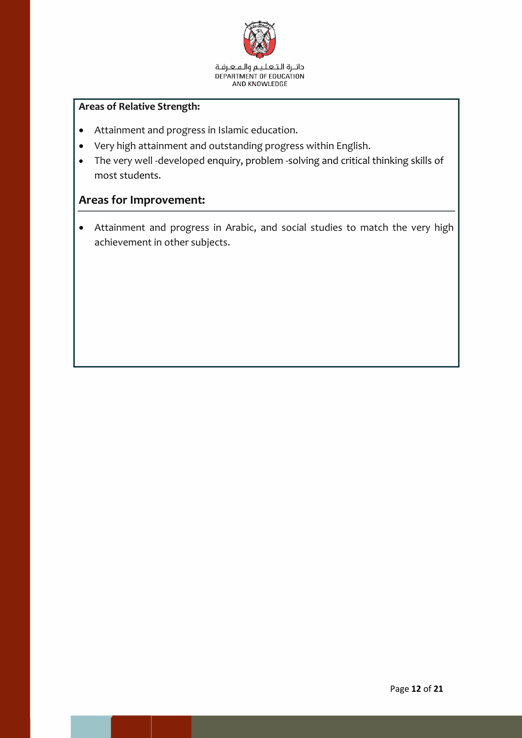**Areas of Relative Strength:**

- Attainment and progress in Islamic education.
- Very high attainment and outstanding progress within English.
- The very well -developed enquiry, problem -solving and critical thinking skills of most students.

## Areas for Improvement:

- Attainment and progress in Arabic, and social studies to match the very high achievement in other subjects.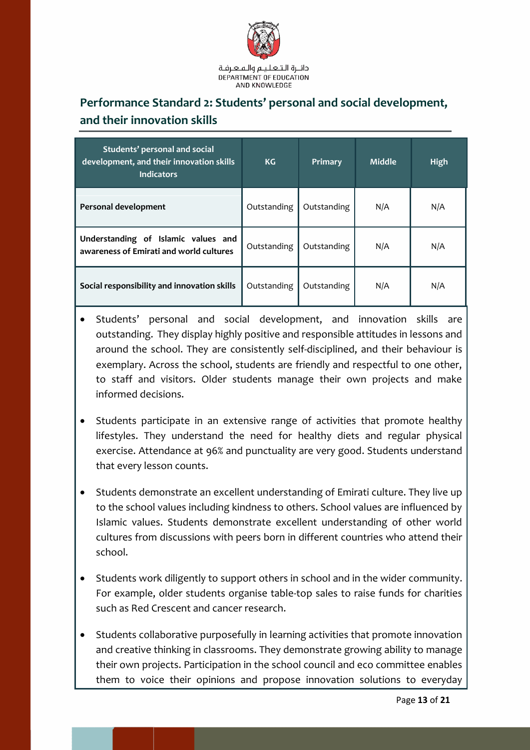## Performance Standard 2: Students' personal and social development, and their innovation skills

| Students' personal and social development, and their innovation skills Indicators | KG | Primary | Middle | High |
|---|---|---|---|---|
| **Personal development** | Outstanding | Outstanding | N/A | N/A |
| **Understanding of Islamic values and awareness of Emirati and world cultures** | Outstanding | Outstanding | N/A | N/A |
| **Social responsibility and innovation skills** | Outstanding | Outstanding | N/A | N/A |

- Students' personal and social development, and innovation skills are outstanding. They display highly positive and responsible attitudes in lessons and around the school. They are consistently self-disciplined, and their behaviour is exemplary. Across the school, students are friendly and respectful to one other, to staff and visitors. Older students manage their own projects and make informed decisions.

- Students participate in an extensive range of activities that promote healthy lifestyles. They understand the need for healthy diets and regular physical exercise. Attendance at 96% and punctuality are very good. Students understand that every lesson counts.

- Students demonstrate an excellent understanding of Emirati culture. They live up to the school values including kindness to others. School values are influenced by Islamic values. Students demonstrate excellent understanding of other world cultures from discussions with peers born in different countries who attend their school.

- Students work diligently to support others in school and in the wider community. For example, older students organise table-top sales to raise funds for charities such as Red Crescent and cancer research.

- Students collaborative purposefully in learning activities that promote innovation and creative thinking in classrooms. They demonstrate growing ability to manage their own projects. Participation in the school council and eco committee enables them to voice their opinions and propose innovation solutions to everyday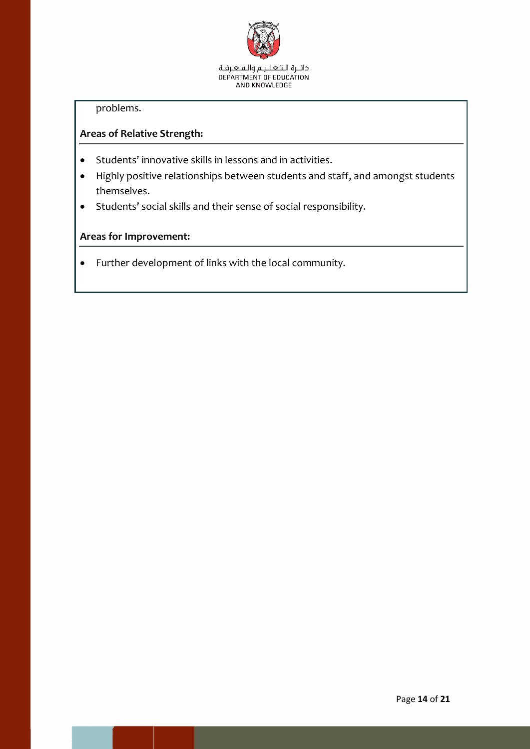problems.

**Areas of Relative Strength:**

- Students' innovative skills in lessons and in activities.
- Highly positive relationships between students and staff, and amongst students themselves.
- Students' social skills and their sense of social responsibility.

**Areas for Improvement:**

- Further development of links with the local community.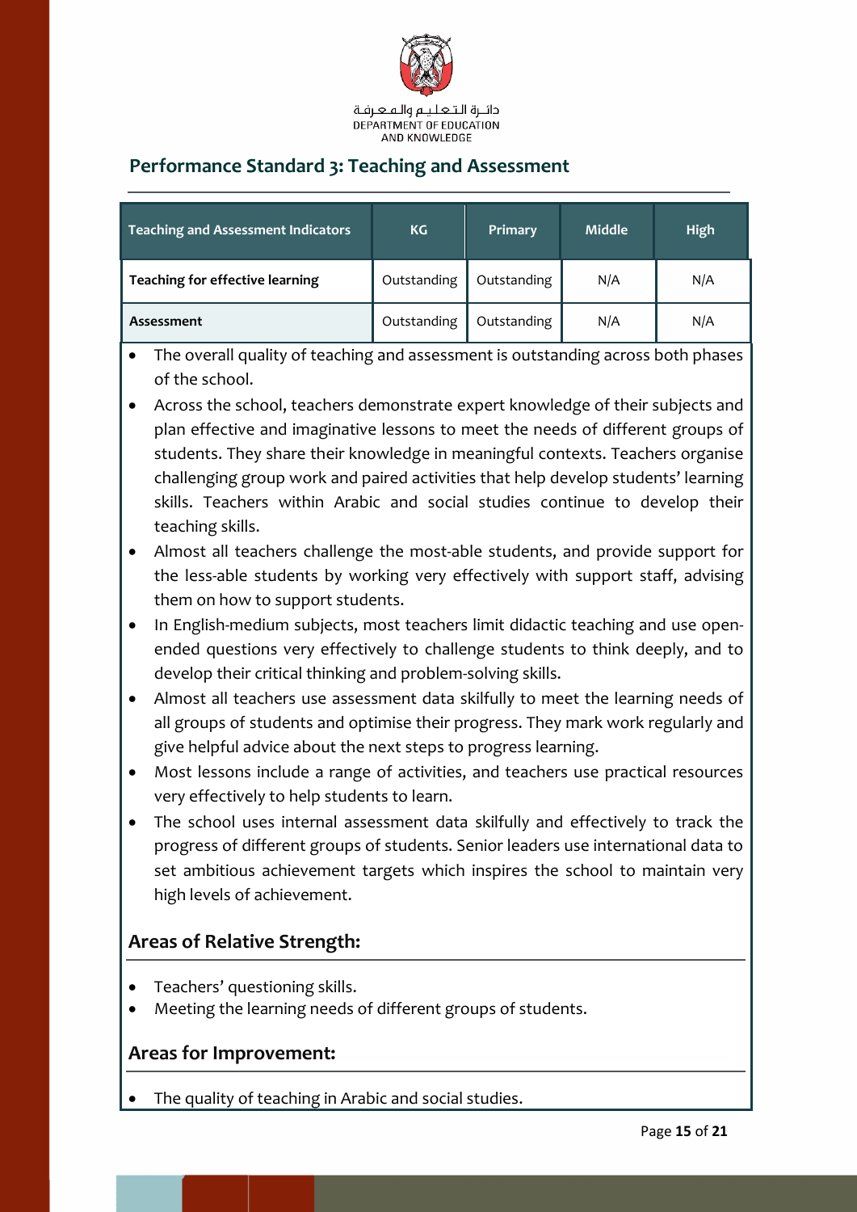## Performance Standard 3: Teaching and Assessment

| Teaching and Assessment Indicators | KG | Primary | Middle | High |
|---|---|---|---|---|
| **Teaching for effective learning** | Outstanding | Outstanding | N/A | N/A |
| **Assessment** | Outstanding | Outstanding | N/A | N/A |

- The overall quality of teaching and assessment is outstanding across both phases of the school.
- Across the school, teachers demonstrate expert knowledge of their subjects and plan effective and imaginative lessons to meet the needs of different groups of students. They share their knowledge in meaningful contexts. Teachers organise challenging group work and paired activities that help develop students' learning skills. Teachers within Arabic and social studies continue to develop their teaching skills.
- Almost all teachers challenge the most-able students, and provide support for the less-able students by working very effectively with support staff, advising them on how to support students.
- In English-medium subjects, most teachers limit didactic teaching and use open-ended questions very effectively to challenge students to think deeply, and to develop their critical thinking and problem-solving skills.
- Almost all teachers use assessment data skilfully to meet the learning needs of all groups of students and optimise their progress. They mark work regularly and give helpful advice about the next steps to progress learning.
- Most lessons include a range of activities, and teachers use practical resources very effectively to help students to learn.
- The school uses internal assessment data skilfully and effectively to track the progress of different groups of students. Senior leaders use international data to set ambitious achievement targets which inspires the school to maintain very high levels of achievement.

### Areas of Relative Strength:

- Teachers' questioning skills.
- Meeting the learning needs of different groups of students.

### Areas for Improvement:

- The quality of teaching in Arabic and social studies.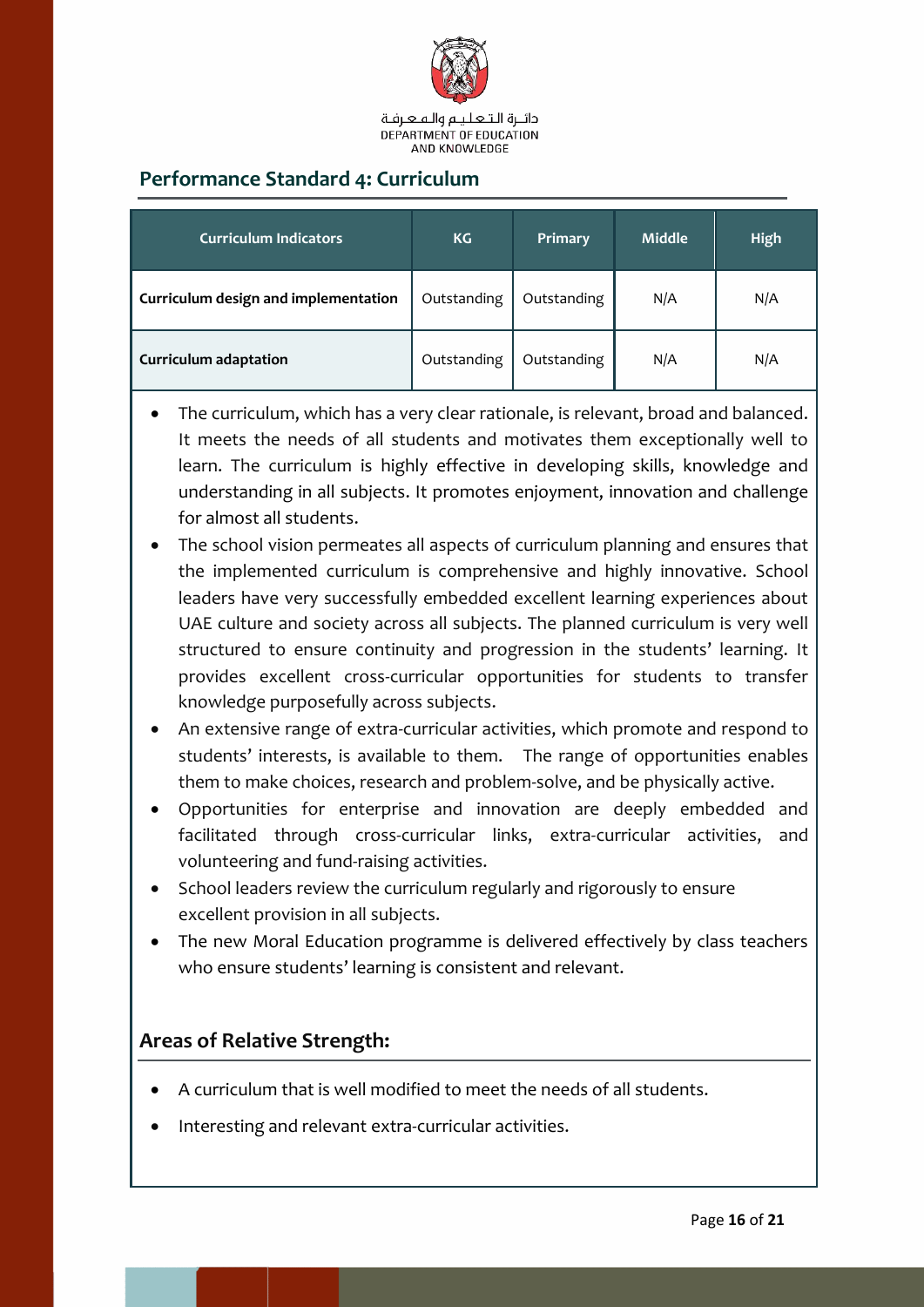## Performance Standard 4: Curriculum

| Curriculum Indicators | KG | Primary | Middle | High |
|---|---|---|---|---|
| **Curriculum design and implementation** | Outstanding | Outstanding | N/A | N/A |
| **Curriculum adaptation** | Outstanding | Outstanding | N/A | N/A |

- The curriculum, which has a very clear rationale, is relevant, broad and balanced. It meets the needs of all students and motivates them exceptionally well to learn. The curriculum is highly effective in developing skills, knowledge and understanding in all subjects. It promotes enjoyment, innovation and challenge for almost all students.
- The school vision permeates all aspects of curriculum planning and ensures that the implemented curriculum is comprehensive and highly innovative. School leaders have very successfully embedded excellent learning experiences about UAE culture and society across all subjects. The planned curriculum is very well structured to ensure continuity and progression in the students' learning. It provides excellent cross-curricular opportunities for students to transfer knowledge purposefully across subjects.
- An extensive range of extra-curricular activities, which promote and respond to students' interests, is available to them. The range of opportunities enables them to make choices, research and problem-solve, and be physically active.
- Opportunities for enterprise and innovation are deeply embedded and facilitated through cross-curricular links, extra-curricular activities, and volunteering and fund-raising activities.
- School leaders review the curriculum regularly and rigorously to ensure excellent provision in all subjects.
- The new Moral Education programme is delivered effectively by class teachers who ensure students' learning is consistent and relevant.

### Areas of Relative Strength:

- A curriculum that is well modified to meet the needs of all students.
- Interesting and relevant extra-curricular activities.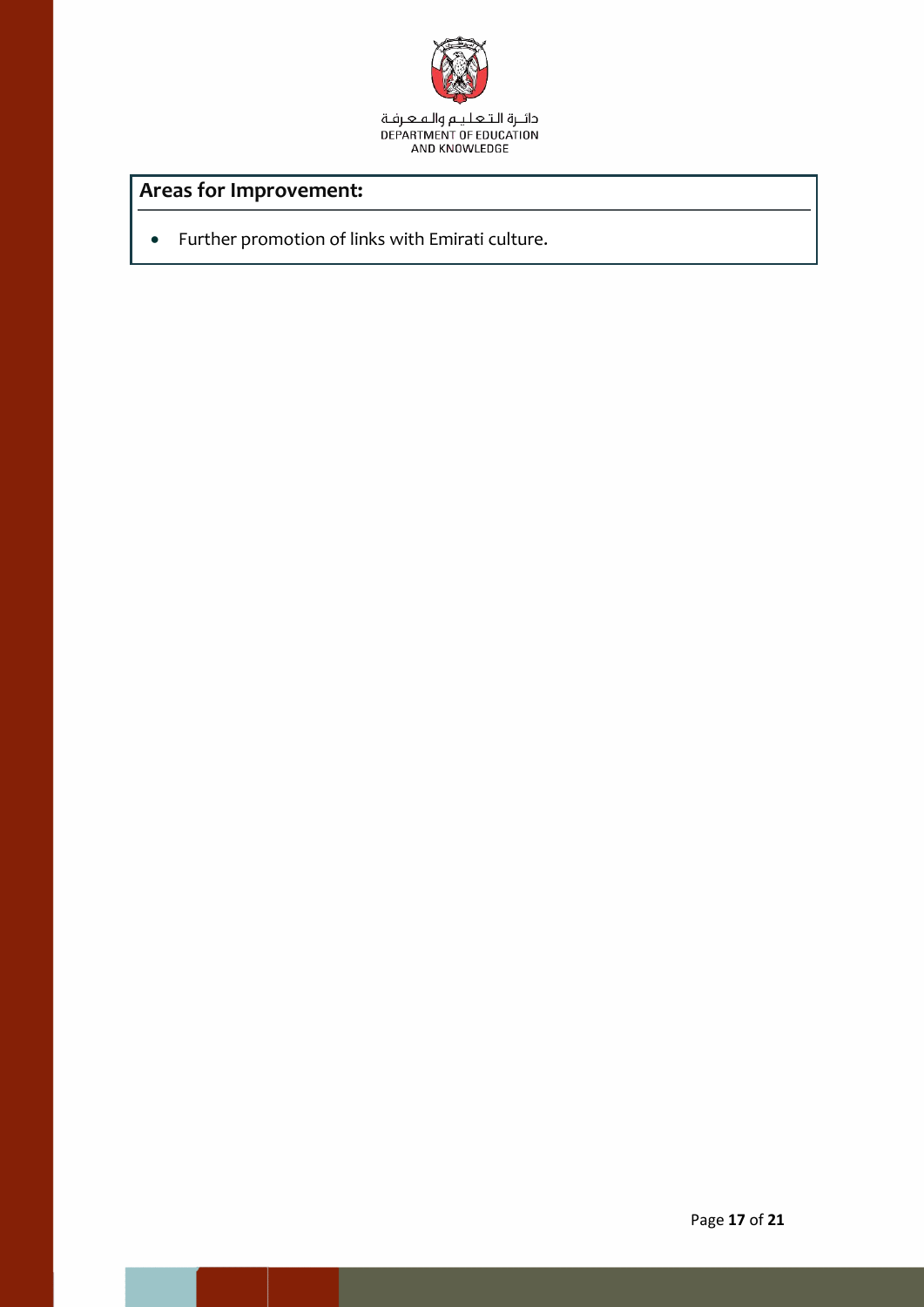**Areas for Improvement:**

- Further promotion of links with Emirati culture.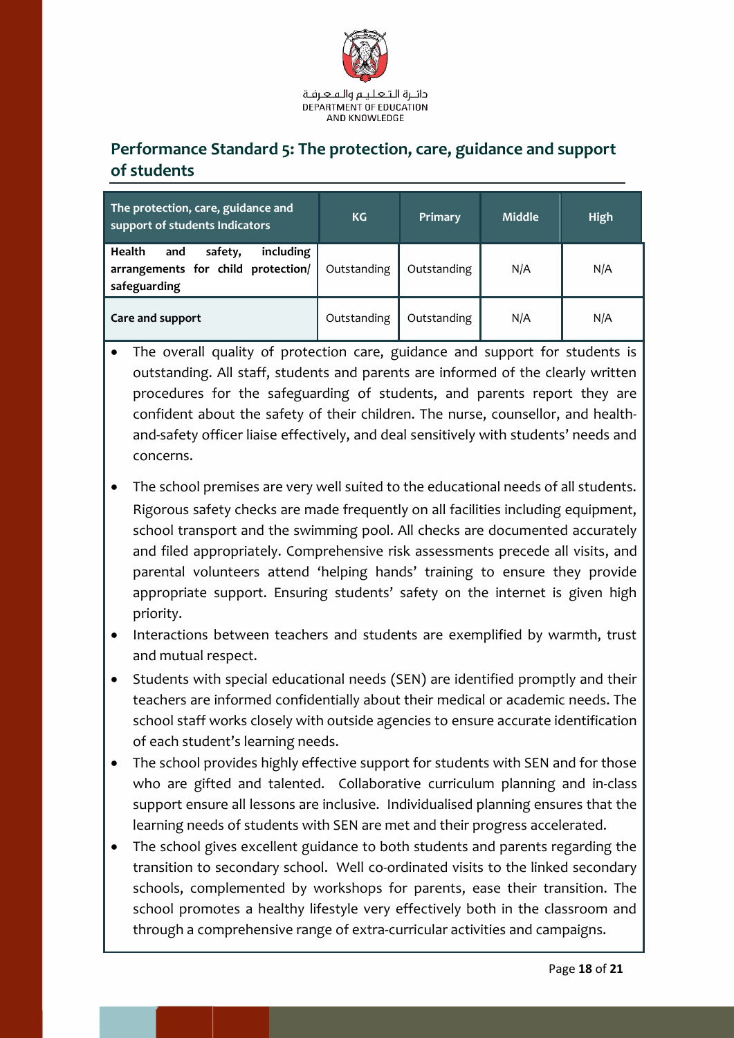## Performance Standard 5: The protection, care, guidance and support of students

| The protection, care, guidance and support of students Indicators | KG | Primary | Middle | High |
|---|---|---|---|---|
| **Health and safety, including arrangements for child protection/ safeguarding** | Outstanding | Outstanding | N/A | N/A |
| **Care and support** | Outstanding | Outstanding | N/A | N/A |

- The overall quality of protection care, guidance and support for students is outstanding. All staff, students and parents are informed of the clearly written procedures for the safeguarding of students, and parents report they are confident about the safety of their children. The nurse, counsellor, and health-and-safety officer liaise effectively, and deal sensitively with students' needs and concerns.
- The school premises are very well suited to the educational needs of all students. Rigorous safety checks are made frequently on all facilities including equipment, school transport and the swimming pool. All checks are documented accurately and filed appropriately. Comprehensive risk assessments precede all visits, and parental volunteers attend 'helping hands' training to ensure they provide appropriate support. Ensuring students' safety on the internet is given high priority.
- Interactions between teachers and students are exemplified by warmth, trust and mutual respect.
- Students with special educational needs (SEN) are identified promptly and their teachers are informed confidentially about their medical or academic needs. The school staff works closely with outside agencies to ensure accurate identification of each student's learning needs.
- The school provides highly effective support for students with SEN and for those who are gifted and talented. Collaborative curriculum planning and in-class support ensure all lessons are inclusive. Individualised planning ensures that the learning needs of students with SEN are met and their progress accelerated.
- The school gives excellent guidance to both students and parents regarding the transition to secondary school. Well co-ordinated visits to the linked secondary schools, complemented by workshops for parents, ease their transition. The school promotes a healthy lifestyle very effectively both in the classroom and through a comprehensive range of extra-curricular activities and campaigns.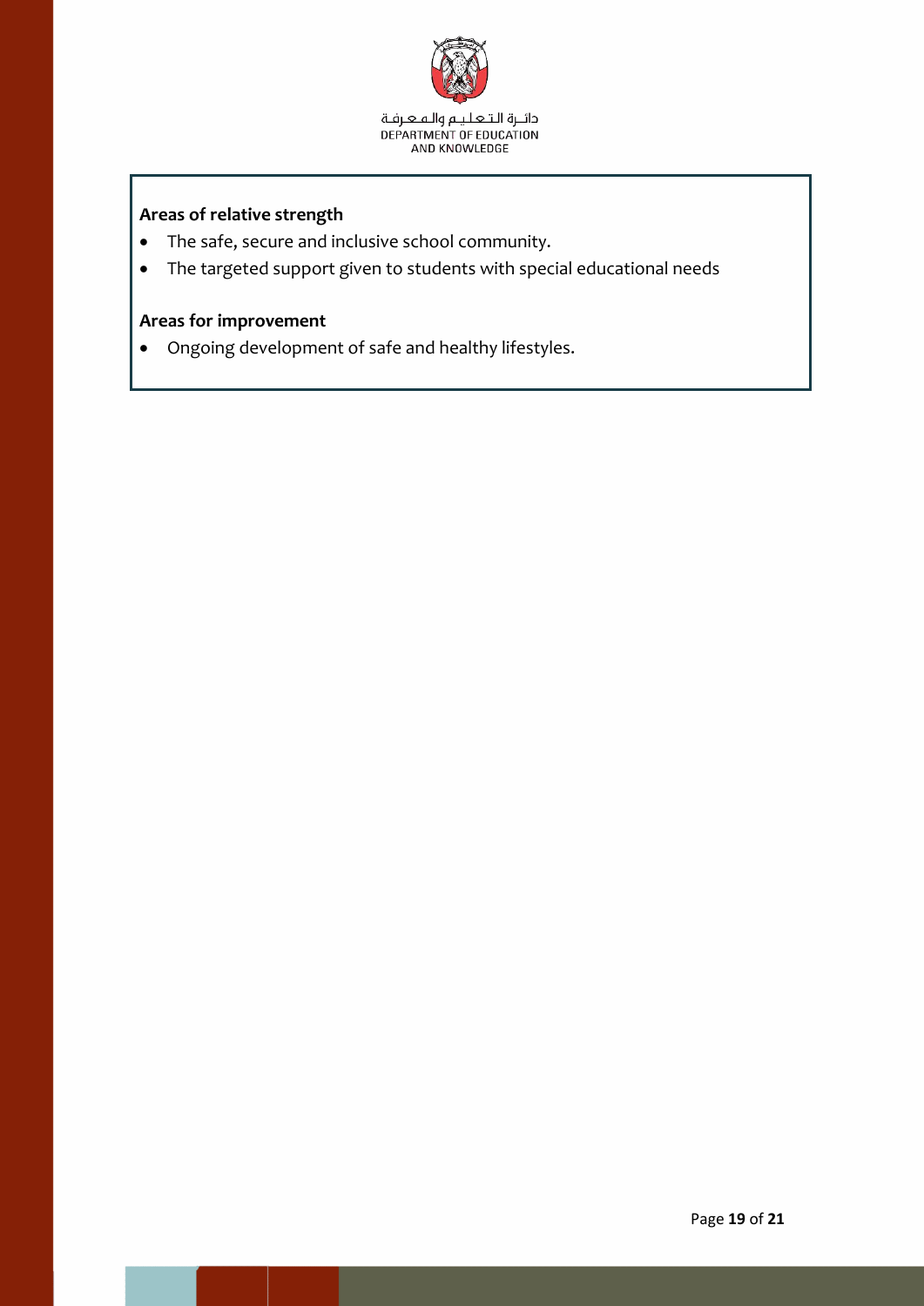**Areas of relative strength**

- The safe, secure and inclusive school community.
- The targeted support given to students with special educational needs

**Areas for improvement**

- Ongoing development of safe and healthy lifestyles.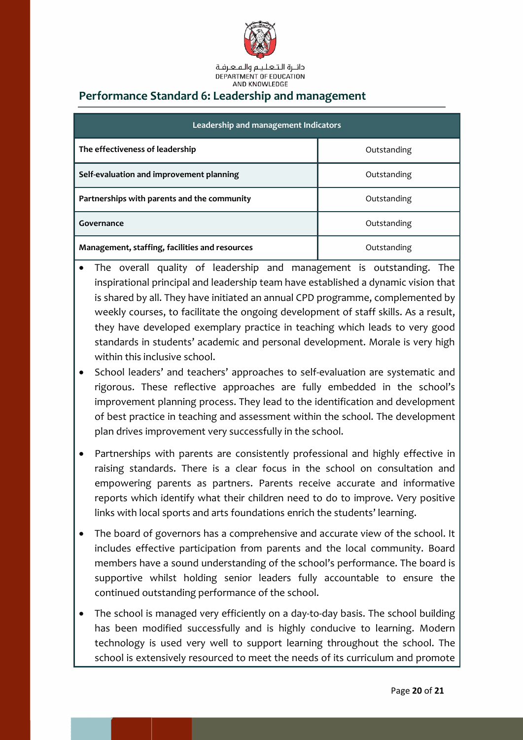## Performance Standard 6: Leadership and management

| Leadership and management Indicators | |
|---|---|
| The effectiveness of leadership | Outstanding |
| Self-evaluation and improvement planning | Outstanding |
| Partnerships with parents and the community | Outstanding |
| Governance | Outstanding |
| Management, staffing, facilities and resources | Outstanding |

- The overall quality of leadership and management is outstanding. The inspirational principal and leadership team have established a dynamic vision that is shared by all. They have initiated an annual CPD programme, complemented by weekly courses, to facilitate the ongoing development of staff skills. As a result, they have developed exemplary practice in teaching which leads to very good standards in students' academic and personal development. Morale is very high within this inclusive school.
- School leaders' and teachers' approaches to self-evaluation are systematic and rigorous. These reflective approaches are fully embedded in the school's improvement planning process. They lead to the identification and development of best practice in teaching and assessment within the school. The development plan drives improvement very successfully in the school.
- Partnerships with parents are consistently professional and highly effective in raising standards. There is a clear focus in the school on consultation and empowering parents as partners. Parents receive accurate and informative reports which identify what their children need to do to improve. Very positive links with local sports and arts foundations enrich the students' learning.
- The board of governors has a comprehensive and accurate view of the school. It includes effective participation from parents and the local community. Board members have a sound understanding of the school's performance. The board is supportive whilst holding senior leaders fully accountable to ensure the continued outstanding performance of the school.
- The school is managed very efficiently on a day-to-day basis. The school building has been modified successfully and is highly conducive to learning. Modern technology is used very well to support learning throughout the school. The school is extensively resourced to meet the needs of its curriculum and promote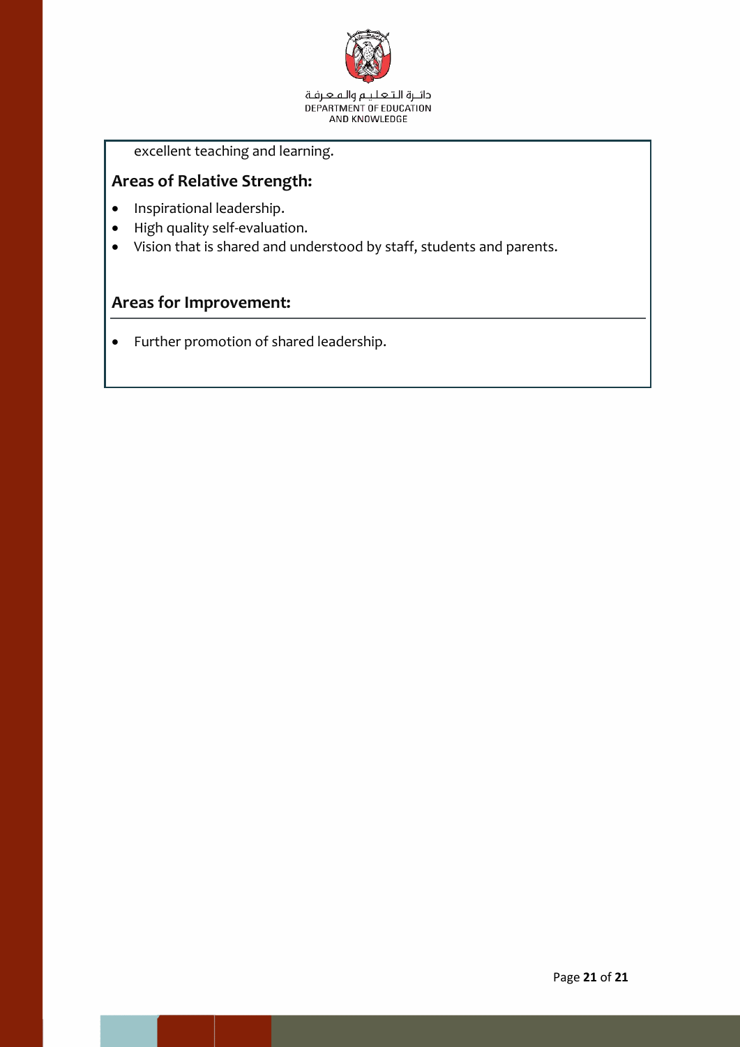excellent teaching and learning.

**Areas of Relative Strength:**

- Inspirational leadership.
- High quality self-evaluation.
- Vision that is shared and understood by staff, students and parents.

**Areas for Improvement:**

- Further promotion of shared leadership.